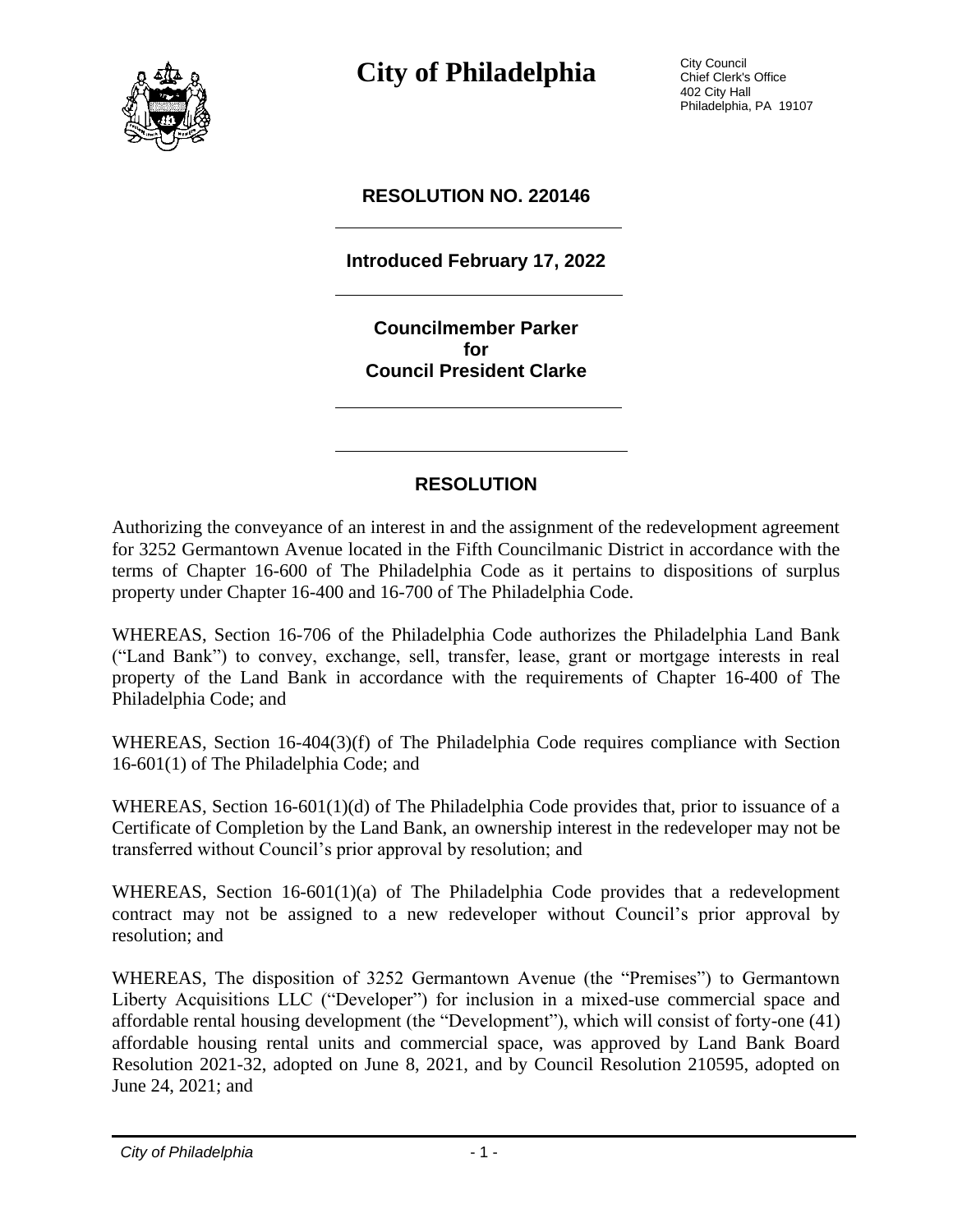# City of Philadelphia

City Council
Chief Clerk's Office
402 City Hall
Philadelphia, PA 19107

## RESOLUTION NO. 220146

**Introduced February 17, 2022**

**Councilmember Parker**
**for**
**Council President Clarke**

## RESOLUTION

Authorizing the conveyance of an interest in and the assignment of the redevelopment agreement for 3252 Germantown Avenue located in the Fifth Councilmanic District in accordance with the terms of Chapter 16-600 of The Philadelphia Code as it pertains to dispositions of surplus property under Chapter 16-400 and 16-700 of The Philadelphia Code.

WHEREAS, Section 16-706 of the Philadelphia Code authorizes the Philadelphia Land Bank ("Land Bank") to convey, exchange, sell, transfer, lease, grant or mortgage interests in real property of the Land Bank in accordance with the requirements of Chapter 16-400 of The Philadelphia Code; and

WHEREAS, Section 16-404(3)(f) of The Philadelphia Code requires compliance with Section 16-601(1) of The Philadelphia Code; and

WHEREAS, Section 16-601(1)(d) of The Philadelphia Code provides that, prior to issuance of a Certificate of Completion by the Land Bank, an ownership interest in the redeveloper may not be transferred without Council's prior approval by resolution; and

WHEREAS, Section 16-601(1)(a) of The Philadelphia Code provides that a redevelopment contract may not be assigned to a new redeveloper without Council's prior approval by resolution; and

WHEREAS, The disposition of 3252 Germantown Avenue (the "Premises") to Germantown Liberty Acquisitions LLC ("Developer") for inclusion in a mixed-use commercial space and affordable rental housing development (the "Development"), which will consist of forty-one (41) affordable housing rental units and commercial space, was approved by Land Bank Board Resolution 2021-32, adopted on June 8, 2021, and by Council Resolution 210595, adopted on June 24, 2021; and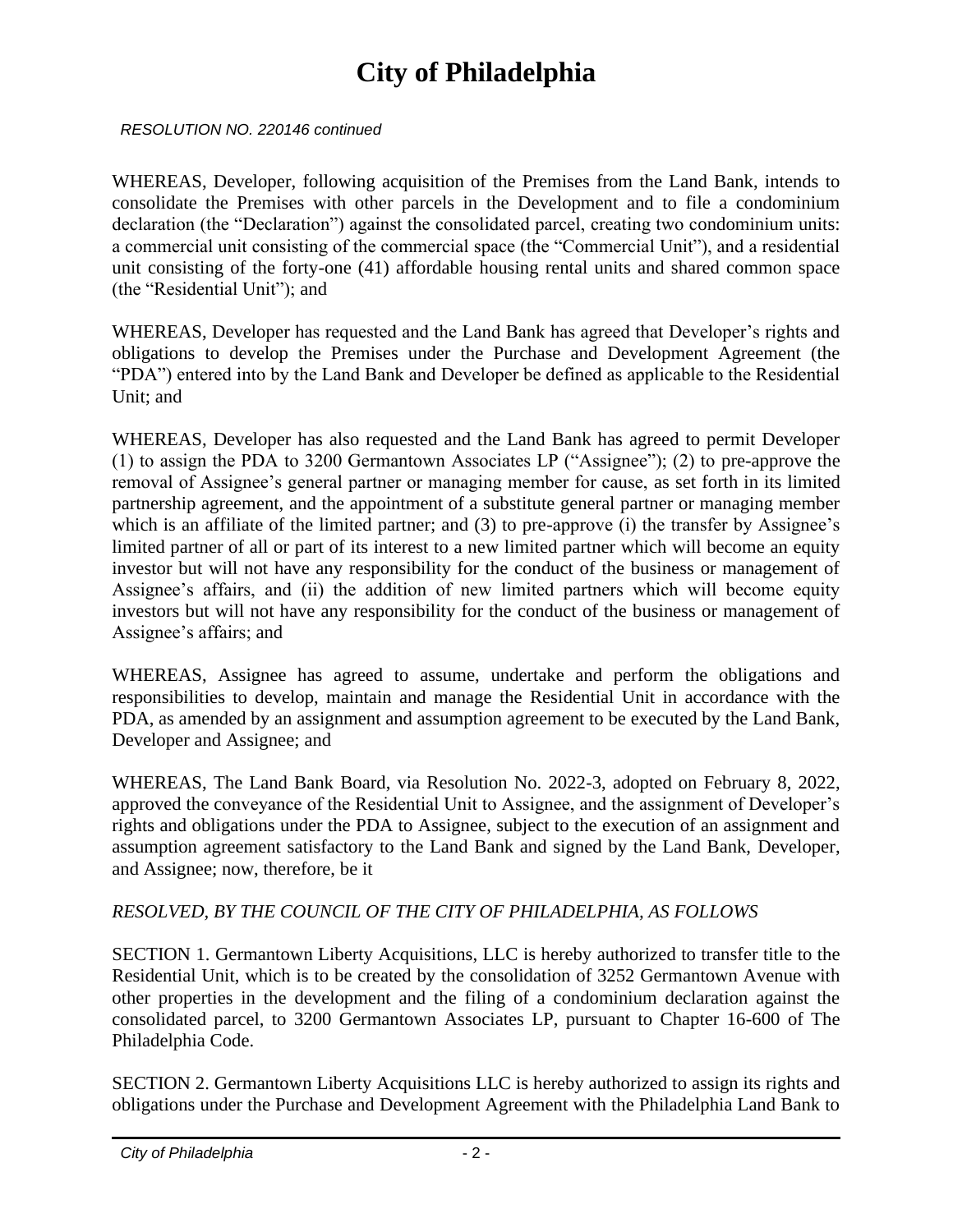*RESOLUTION NO. 220146 continued*

WHEREAS, Developer, following acquisition of the Premises from the Land Bank, intends to consolidate the Premises with other parcels in the Development and to file a condominium declaration (the "Declaration") against the consolidated parcel, creating two condominium units: a commercial unit consisting of the commercial space (the "Commercial Unit"), and a residential unit consisting of the forty-one (41) affordable housing rental units and shared common space (the "Residential Unit"); and

WHEREAS, Developer has requested and the Land Bank has agreed that Developer's rights and obligations to develop the Premises under the Purchase and Development Agreement (the "PDA") entered into by the Land Bank and Developer be defined as applicable to the Residential Unit; and

WHEREAS, Developer has also requested and the Land Bank has agreed to permit Developer (1) to assign the PDA to 3200 Germantown Associates LP ("Assignee"); (2) to pre-approve the removal of Assignee's general partner or managing member for cause, as set forth in its limited partnership agreement, and the appointment of a substitute general partner or managing member which is an affiliate of the limited partner; and (3) to pre-approve (i) the transfer by Assignee's limited partner of all or part of its interest to a new limited partner which will become an equity investor but will not have any responsibility for the conduct of the business or management of Assignee's affairs, and (ii) the addition of new limited partners which will become equity investors but will not have any responsibility for the conduct of the business or management of Assignee's affairs; and

WHEREAS, Assignee has agreed to assume, undertake and perform the obligations and responsibilities to develop, maintain and manage the Residential Unit in accordance with the PDA, as amended by an assignment and assumption agreement to be executed by the Land Bank, Developer and Assignee; and

WHEREAS, The Land Bank Board, via Resolution No. 2022-3, adopted on February 8, 2022, approved the conveyance of the Residential Unit to Assignee, and the assignment of Developer's rights and obligations under the PDA to Assignee, subject to the execution of an assignment and assumption agreement satisfactory to the Land Bank and signed by the Land Bank, Developer, and Assignee; now, therefore, be it

*RESOLVED, BY THE COUNCIL OF THE CITY OF PHILADELPHIA, AS FOLLOWS*

SECTION 1. Germantown Liberty Acquisitions, LLC is hereby authorized to transfer title to the Residential Unit, which is to be created by the consolidation of 3252 Germantown Avenue with other properties in the development and the filing of a condominium declaration against the consolidated parcel, to 3200 Germantown Associates LP, pursuant to Chapter 16-600 of The Philadelphia Code.

SECTION 2. Germantown Liberty Acquisitions LLC is hereby authorized to assign its rights and obligations under the Purchase and Development Agreement with the Philadelphia Land Bank to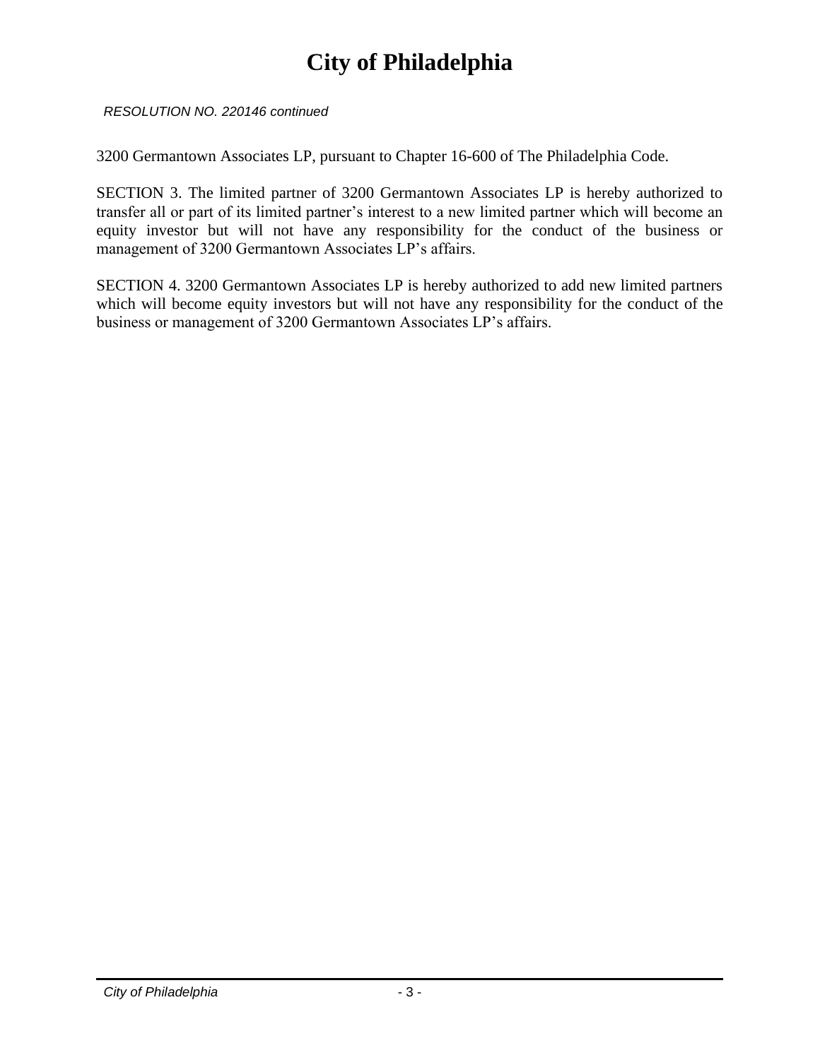3200 Germantown Associates LP, pursuant to Chapter 16-600 of The Philadelphia Code.

SECTION 3. The limited partner of 3200 Germantown Associates LP is hereby authorized to transfer all or part of its limited partner's interest to a new limited partner which will become an equity investor but will not have any responsibility for the conduct of the business or management of 3200 Germantown Associates LP's affairs.

SECTION 4. 3200 Germantown Associates LP is hereby authorized to add new limited partners which will become equity investors but will not have any responsibility for the conduct of the business or management of 3200 Germantown Associates LP's affairs.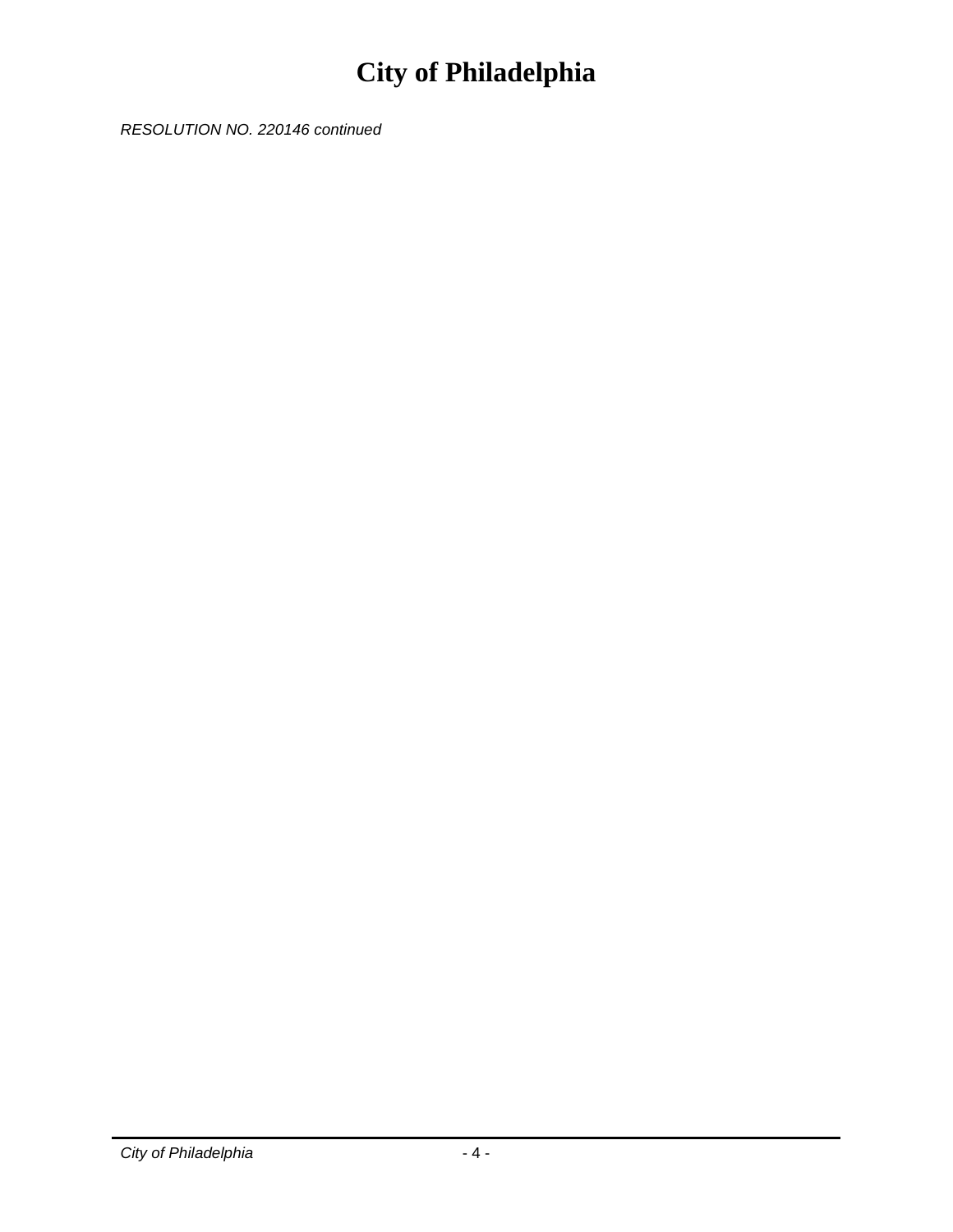*RESOLUTION NO. 220146 continued*